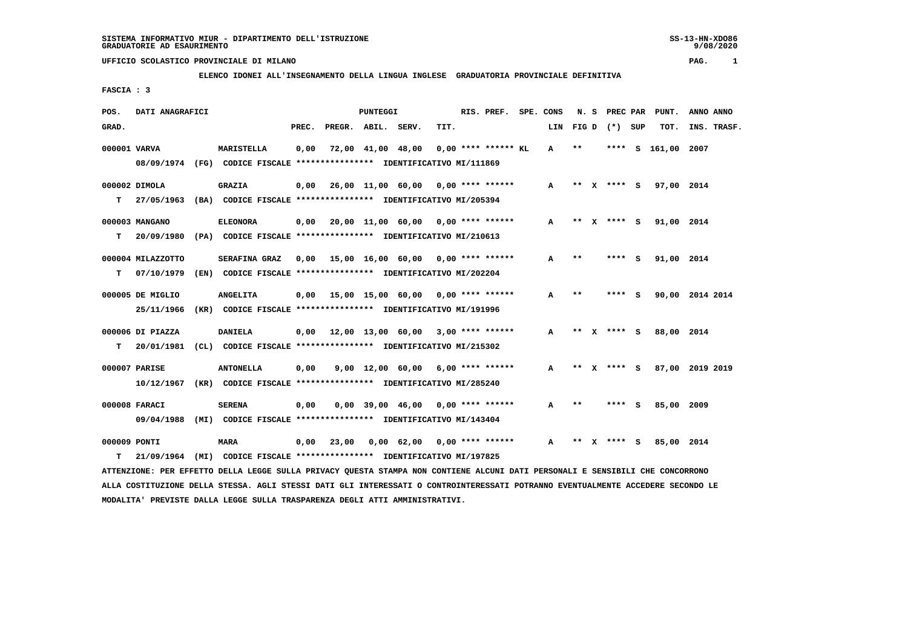SISTEMA INFORMATIVO MIUR - DIPARTIMENTO DELL'ISTRUZIONE
GRADUATORIE AD ESAURIMENTO

SS-13-HN-XDO86
9/08/2020

UFFICIO SCOLASTICO PROVINCIALE DI MILANO

**ELENCO IDONEI ALL'INSEGNAMENTO DELLA LINGUA INGLESE GRADUATORIA PROVINCIALE DEFINITIVA**

**FASCIA : 3**

| POS. GRAD. | DATI ANAGRAFICI | | PREC. | PREGR. | ABIL. | SERV. | TIT. | RIS. PREF. | SPE. CONS LIN | N. S FIG D | PREC PAR (*) SUP | PUNT. TOT. | ANNO INS. | ANNO TRASF. |
|---|---|---|---|---|---|---|---|---|---|---|---|---|---|---|
| 000001 | VARVA | MARISTELLA | 0,00 | 72,00 | 41,00 | 48,00 | 0,00 | **** ****** KL | A | ** | **** S | 161,00 | 2007 | |
| | 08/09/1974 (FG) CODICE FISCALE **************** IDENTIFICATIVO MI/111869 | | | | | | | | | | | | | |
| 000002 | DIMOLA | GRAZIA | 0,00 | 26,00 | 11,00 | 60,00 | 0,00 | **** ****** | A | ** X | **** S | 97,00 | 2014 | |
| T | 27/05/1963 (BA) CODICE FISCALE **************** IDENTIFICATIVO MI/205394 | | | | | | | | | | | | | |
| 000003 | MANGANO | ELEONORA | 0,00 | 20,00 | 11,00 | 60,00 | 0,00 | **** ****** | A | ** X | **** S | 91,00 | 2014 | |
| T | 20/09/1980 (PA) CODICE FISCALE **************** IDENTIFICATIVO MI/210613 | | | | | | | | | | | | | |
| 000004 | MILAZZOTTO | SERAFINA GRAZ | 0,00 | 15,00 | 16,00 | 60,00 | 0,00 | **** ****** | A | ** | **** S | 91,00 | 2014 | |
| T | 07/10/1979 (EN) CODICE FISCALE **************** IDENTIFICATIVO MI/202204 | | | | | | | | | | | | | |
| 000005 | DE MIGLIO | ANGELITA | 0,00 | 15,00 | 15,00 | 60,00 | 0,00 | **** ****** | A | ** | **** S | 90,00 | 2014 | 2014 |
| | 25/11/1966 (KR) CODICE FISCALE **************** IDENTIFICATIVO MI/191996 | | | | | | | | | | | | | |
| 000006 | DI PIAZZA | DANIELA | 0,00 | 12,00 | 13,00 | 60,00 | 3,00 | **** ****** | A | ** X | **** S | 88,00 | 2014 | |
| T | 20/01/1981 (CL) CODICE FISCALE **************** IDENTIFICATIVO MI/215302 | | | | | | | | | | | | | |
| 000007 | PARISE | ANTONELLA | 0,00 | 9,00 | 12,00 | 60,00 | 6,00 | **** ****** | A | ** X | **** S | 87,00 | 2019 | 2019 |
| | 10/12/1967 (KR) CODICE FISCALE **************** IDENTIFICATIVO MI/285240 | | | | | | | | | | | | | |
| 000008 | FARACI | SERENA | 0,00 | 0,00 | 39,00 | 46,00 | 0,00 | **** ****** | A | ** | **** S | 85,00 | 2009 | |
| | 09/04/1988 (MI) CODICE FISCALE **************** IDENTIFICATIVO MI/143404 | | | | | | | | | | | | | |
| 000009 | PONTI | MARA | 0,00 | 23,00 | 0,00 | 62,00 | 0,00 | **** ****** | A | ** X | **** S | 85,00 | 2014 | |
| T | 21/09/1964 (MI) CODICE FISCALE **************** IDENTIFICATIVO MI/197825 | | | | | | | | | | | | | |

ATTENZIONE: PER EFFETTO DELLA LEGGE SULLA PRIVACY QUESTA STAMPA NON CONTIENE ALCUNI DATI PERSONALI E SENSIBILI CHE CONCORRONO ALLA COSTITUZIONE DELLA STESSA. AGLI STESSI DATI GLI INTERESSATI O CONTROINTERESSATI POTRANNO EVENTUALMENTE ACCEDERE SECONDO LE MODALITA' PREVISTE DALLA LEGGE SULLA TRASPARENZA DEGLI ATTI AMMINISTRATIVI.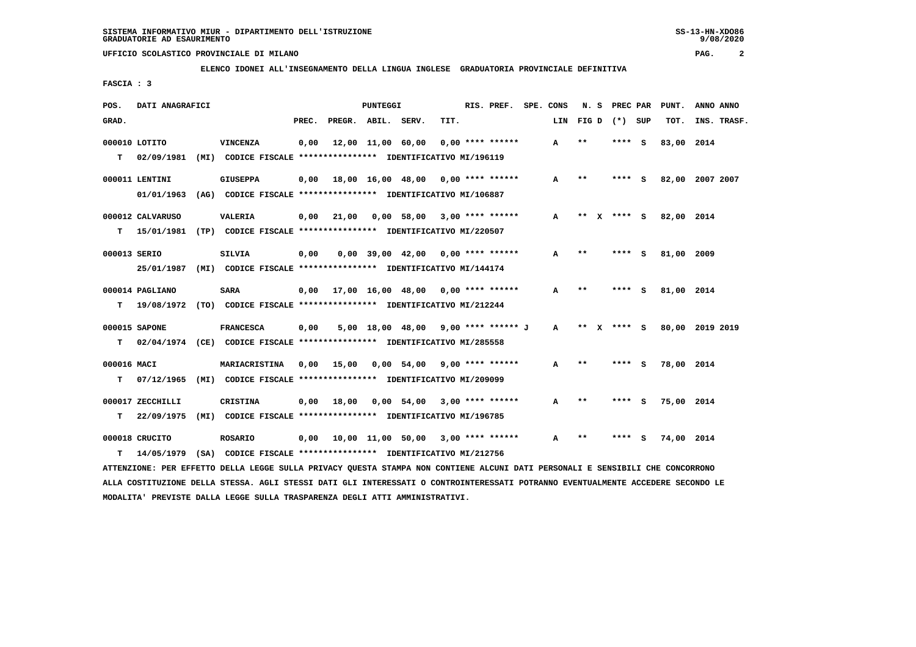SISTEMA INFORMATIVO MIUR - DIPARTIMENTO DELL'ISTRUZIONE
GRADUATORIE AD ESAURIMENTO

UFFICIO SCOLASTICO PROVINCIALE DI MILANO

**ELENCO IDONEI ALL'INSEGNAMENTO DELLA LINGUA INGLESE GRADUATORIA PROVINCIALE DEFINITIVA**

FASCIA : 3

| POS. GRAD. | DATI ANAGRAFICI | | PREC. | PREGR. | ABIL. | SERV. | TIT. | RIS. PREF. | SPE. CONS | LIN | N. S FIG D | PREC PAR (*) SUP | PUNT. TOT. | ANNO ANNO INS. TRASF. |
|---|---|---|---|---|---|---|---|---|---|---|---|---|---|---|
| 000010 | LOTITO | VINCENZA | 0,00 | 12,00 | 11,00 | 60,00 | 0,00 | **** ****** | | A | ** | **** S | 83,00 | 2014 |
| T | 02/09/1981 (MI) | CODICE FISCALE **************** IDENTIFICATIVO MI/196119 | | | | | | | | | | | | |
| 000011 | LENTINI | GIUSEPPA | 0,00 | 18,00 | 16,00 | 48,00 | 0,00 | **** ****** | | A | ** | **** S | 82,00 | 2007 2007 |
| | 01/01/1963 (AG) | CODICE FISCALE **************** IDENTIFICATIVO MI/106887 | | | | | | | | | | | | |
| 000012 | CALVARUSO | VALERIA | 0,00 | 21,00 | 0,00 | 58,00 | 3,00 | **** ****** | | A | ** X | **** S | 82,00 | 2014 |
| T | 15/01/1981 (TP) | CODICE FISCALE **************** IDENTIFICATIVO MI/220507 | | | | | | | | | | | | |
| 000013 | SERIO | SILVIA | 0,00 | 0,00 | 39,00 | 42,00 | 0,00 | **** ****** | | A | ** | **** S | 81,00 | 2009 |
| | 25/01/1987 (MI) | CODICE FISCALE **************** IDENTIFICATIVO MI/144174 | | | | | | | | | | | | |
| 000014 | PAGLIANO | SARA | 0,00 | 17,00 | 16,00 | 48,00 | 0,00 | **** ****** | | A | ** | **** S | 81,00 | 2014 |
| T | 19/08/1972 (TO) | CODICE FISCALE **************** IDENTIFICATIVO MI/212244 | | | | | | | | | | | | |
| 000015 | SAPONE | FRANCESCA | 0,00 | 5,00 | 18,00 | 48,00 | 9,00 | **** ****** J | | A | ** X | **** S | 80,00 | 2019 2019 |
| T | 02/04/1974 (CE) | CODICE FISCALE **************** IDENTIFICATIVO MI/285558 | | | | | | | | | | | | |
| 000016 | MACI | MARIACRISTINA | 0,00 | 15,00 | 0,00 | 54,00 | 9,00 | **** ****** | | A | ** | **** S | 78,00 | 2014 |
| T | 07/12/1965 (MI) | CODICE FISCALE **************** IDENTIFICATIVO MI/209099 | | | | | | | | | | | | |
| 000017 | ZECCHILLI | CRISTINA | 0,00 | 18,00 | 0,00 | 54,00 | 3,00 | **** ****** | | A | ** | **** S | 75,00 | 2014 |
| T | 22/09/1975 (MI) | CODICE FISCALE **************** IDENTIFICATIVO MI/196785 | | | | | | | | | | | | |
| 000018 | CRUCITO | ROSARIO | 0,00 | 10,00 | 11,00 | 50,00 | 3,00 | **** ****** | | A | ** | **** S | 74,00 | 2014 |
| T | 14/05/1979 (SA) | CODICE FISCALE **************** IDENTIFICATIVO MI/212756 | | | | | | | | | | | | |

ATTENZIONE: PER EFFETTO DELLA LEGGE SULLA PRIVACY QUESTA STAMPA NON CONTIENE ALCUNI DATI PERSONALI E SENSIBILI CHE CONCORRONO ALLA COSTITUZIONE DELLA STESSA. AGLI STESSI DATI GLI INTERESSATI O CONTROINTERESSATI POTRANNO EVENTUALMENTE ACCEDERE SECONDO LE MODALITA' PREVISTE DALLA LEGGE SULLA TRASPARENZA DEGLI ATTI AMMINISTRATIVI.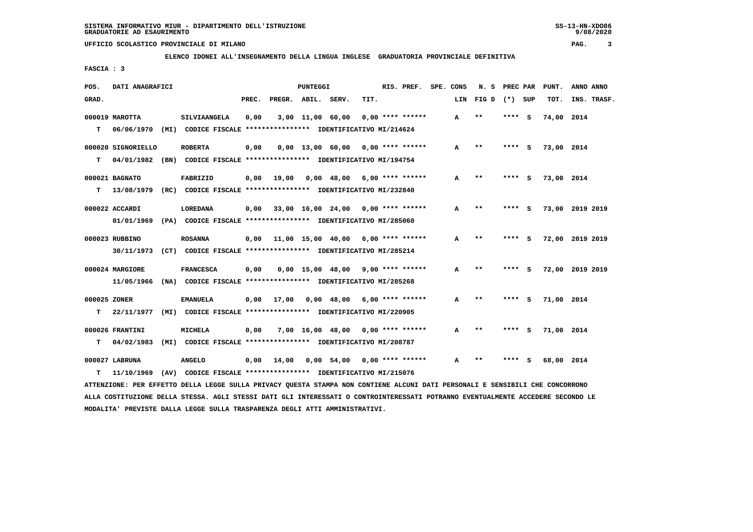SISTEMA INFORMATIVO MIUR - DIPARTIMENTO DELL'ISTRUZIONE
GRADUATORIE AD ESAURIMENTO

UFFICIO SCOLASTICO PROVINCIALE DI MILANO

**ELENCO IDONEI ALL'INSEGNAMENTO DELLA LINGUA INGLESE GRADUATORIA PROVINCIALE DEFINITIVA**

FASCIA : 3

| POS. GRAD. | DATI ANAGRAFICI | | PUNTEGGI PREC. | PREGR. | ABIL. | SERV. | TIT. | RIS. PREF. | SPE. CONS LIN | N. S FIG D | PREC PAR (*) SUP | PUNT. TOT. | ANNO ANNO INS. TRASF. |
|---|---|---|---|---|---|---|---|---|---|---|---|---|---|
| 000019 | MAROTTA | SILVIAANGELA | 0,00 | 3,00 | 11,00 | 60,00 | 0,00 | **** ****** | A | ** | **** S | 74,00 | 2014 |
| T | 06/06/1970 (MI) | CODICE FISCALE **************** IDENTIFICATIVO MI/214624 | | | | | | | | | | | |
| 000020 | SIGNORIELLO | ROBERTA | 0,00 | 0,00 | 13,00 | 60,00 | 0,00 | **** ****** | A | ** | **** S | 73,00 | 2014 |
| T | 04/01/1982 (BN) | CODICE FISCALE **************** IDENTIFICATIVO MI/194754 | | | | | | | | | | | |
| 000021 | BAGNATO | FABRIZIO | 0,00 | 19,00 | 0,00 | 48,00 | 6,00 | **** ****** | A | ** | **** S | 73,00 | 2014 |
| T | 13/08/1979 (RC) | CODICE FISCALE **************** IDENTIFICATIVO MI/232840 | | | | | | | | | | | |
| 000022 | ACCARDI | LOREDANA | 0,00 | 33,00 | 16,00 | 24,00 | 0,00 | **** ****** | A | ** | **** S | 73,00 | 2019 2019 |
| | 01/01/1969 (PA) | CODICE FISCALE **************** IDENTIFICATIVO MI/285060 | | | | | | | | | | | |
| 000023 | RUBBINO | ROSANNA | 0,00 | 11,00 | 15,00 | 40,00 | 6,00 | **** ****** | A | ** | **** S | 72,00 | 2019 2019 |
| | 30/11/1973 (CT) | CODICE FISCALE **************** IDENTIFICATIVO MI/285214 | | | | | | | | | | | |
| 000024 | MARGIORE | FRANCESCA | 0,00 | 0,00 | 15,00 | 48,00 | 9,00 | **** ****** | A | ** | **** S | 72,00 | 2019 2019 |
| | 11/05/1966 (NA) | CODICE FISCALE **************** IDENTIFICATIVO MI/285268 | | | | | | | | | | | |
| 000025 | ZONER | EMANUELA | 0,00 | 17,00 | 0,00 | 48,00 | 6,00 | **** ****** | A | ** | **** S | 71,00 | 2014 |
| T | 22/11/1977 (MI) | CODICE FISCALE **************** IDENTIFICATIVO MI/220905 | | | | | | | | | | | |
| 000026 | FRANTINI | MICHELA | 0,00 | 7,00 | 16,00 | 48,00 | 0,00 | **** ****** | A | ** | **** S | 71,00 | 2014 |
| T | 04/02/1983 (MI) | CODICE FISCALE **************** IDENTIFICATIVO MI/208787 | | | | | | | | | | | |
| 000027 | LABRUNA | ANGELO | 0,00 | 14,00 | 0,00 | 54,00 | 0,00 | **** ****** | A | ** | **** S | 68,00 | 2014 |
| T | 11/10/1969 (AV) | CODICE FISCALE **************** IDENTIFICATIVO MI/215076 | | | | | | | | | | | |

ATTENZIONE: PER EFFETTO DELLA LEGGE SULLA PRIVACY QUESTA STAMPA NON CONTIENE ALCUNI DATI PERSONALI E SENSIBILI CHE CONCORRONO ALLA COSTITUZIONE DELLA STESSA. AGLI STESSI DATI GLI INTERESSATI O CONTROINTERESSATI POTRANNO EVENTUALMENTE ACCEDERE SECONDO LE MODALITA' PREVISTE DALLA LEGGE SULLA TRASPARENZA DEGLI ATTI AMMINISTRATIVI.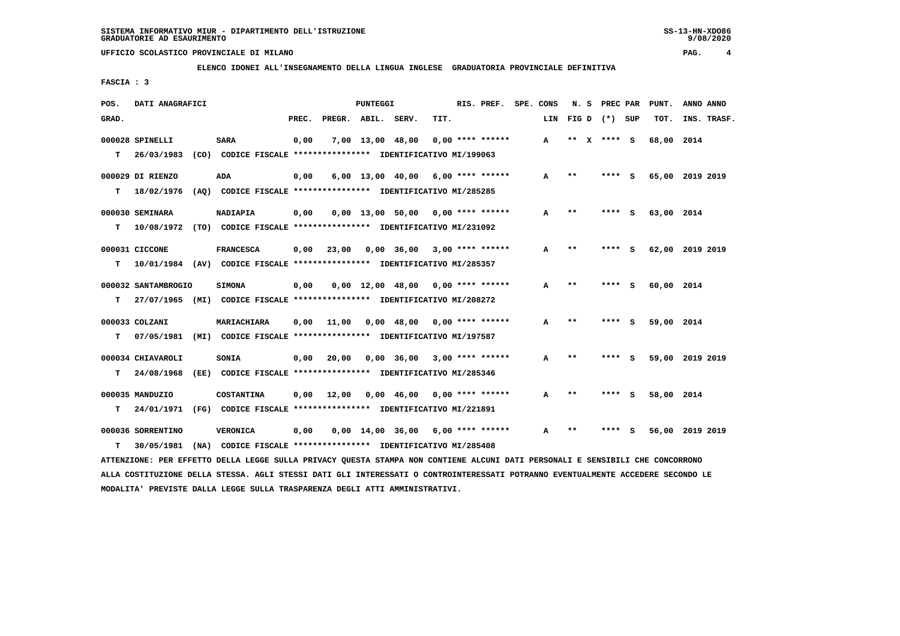SISTEMA INFORMATIVO MIUR - DIPARTIMENTO DELL'ISTRUZIONE
GRADUATORIE AD ESAURIMENTO

UFFICIO SCOLASTICO PROVINCIALE DI MILANO

ELENCO IDONEI ALL'INSEGNAMENTO DELLA LINGUA INGLESE GRADUATORIA PROVINCIALE DEFINITIVA

FASCIA : 3

| POS. GRAD. | DATI ANAGRAFICI | | PREC. | PREGR. | ABIL. | SERV. | TIT. | RIS. PREF. | SPE. CONS | LIN | N. S FIG D | PREC PAR (*) | SUP | PUNT. TOT. | ANNO INS. | ANNO TRASF. |
|---|---|---|---|---|---|---|---|---|---|---|---|---|---|---|---|---|
| 000028 | SPINELLI | SARA | 0,00 | 7,00 | 13,00 | 48,00 | 0,00 | **** ****** | | A | ** X | **** | S | 68,00 | 2014 | |
| T | 26/03/1983 (CO) CODICE FISCALE **************** IDENTIFICATIVO MI/199063 | | | | | | | | | | | | | | | |
| 000029 | DI RIENZO | ADA | 0,00 | 6,00 | 13,00 | 40,00 | 6,00 | **** ****** | | A | ** | **** | S | 65,00 | 2019 | 2019 |
| T | 18/02/1976 (AQ) CODICE FISCALE **************** IDENTIFICATIVO MI/285285 | | | | | | | | | | | | | | | |
| 000030 | SEMINARA | NADIAPIA | 0,00 | 0,00 | 13,00 | 50,00 | 0,00 | **** ****** | | A | ** | **** | S | 63,00 | 2014 | |
| T | 10/08/1972 (TO) CODICE FISCALE **************** IDENTIFICATIVO MI/231092 | | | | | | | | | | | | | | | |
| 000031 | CICCONE | FRANCESCA | 0,00 | 23,00 | 0,00 | 36,00 | 3,00 | **** ****** | | A | ** | **** | S | 62,00 | 2019 | 2019 |
| T | 10/01/1984 (AV) CODICE FISCALE **************** IDENTIFICATIVO MI/285357 | | | | | | | | | | | | | | | |
| 000032 | SANTAMBROGIO | SIMONA | 0,00 | 0,00 | 12,00 | 48,00 | 0,00 | **** ****** | | A | ** | **** | S | 60,00 | 2014 | |
| T | 27/07/1965 (MI) CODICE FISCALE **************** IDENTIFICATIVO MI/208272 | | | | | | | | | | | | | | | |
| 000033 | COLZANI | MARIACHIARA | 0,00 | 11,00 | 0,00 | 48,00 | 0,00 | **** ****** | | A | ** | **** | S | 59,00 | 2014 | |
| T | 07/05/1981 (MI) CODICE FISCALE **************** IDENTIFICATIVO MI/197587 | | | | | | | | | | | | | | | |
| 000034 | CHIAVAROLI | SONIA | 0,00 | 20,00 | 0,00 | 36,00 | 3,00 | **** ****** | | A | ** | **** | S | 59,00 | 2019 | 2019 |
| T | 24/08/1968 (EE) CODICE FISCALE **************** IDENTIFICATIVO MI/285346 | | | | | | | | | | | | | | | |
| 000035 | MANDUZIO | COSTANTINA | 0,00 | 12,00 | 0,00 | 46,00 | 0,00 | **** ****** | | A | ** | **** | S | 58,00 | 2014 | |
| T | 24/01/1971 (FG) CODICE FISCALE **************** IDENTIFICATIVO MI/221891 | | | | | | | | | | | | | | | |
| 000036 | SORRENTINO | VERONICA | 0,00 | 0,00 | 14,00 | 36,00 | 6,00 | **** ****** | | A | ** | **** | S | 56,00 | 2019 | 2019 |
| T | 30/05/1981 (NA) CODICE FISCALE **************** IDENTIFICATIVO MI/285408 | | | | | | | | | | | | | | | |

ATTENZIONE: PER EFFETTO DELLA LEGGE SULLA PRIVACY QUESTA STAMPA NON CONTIENE ALCUNI DATI PERSONALI E SENSIBILI CHE CONCORRONO ALLA COSTITUZIONE DELLA STESSA. AGLI STESSI DATI GLI INTERESSATI O CONTROINTERESSATI POTRANNO EVENTUALMENTE ACCEDERE SECONDO LE MODALITA' PREVISTE DALLA LEGGE SULLA TRASPARENZA DEGLI ATTI AMMINISTRATIVI.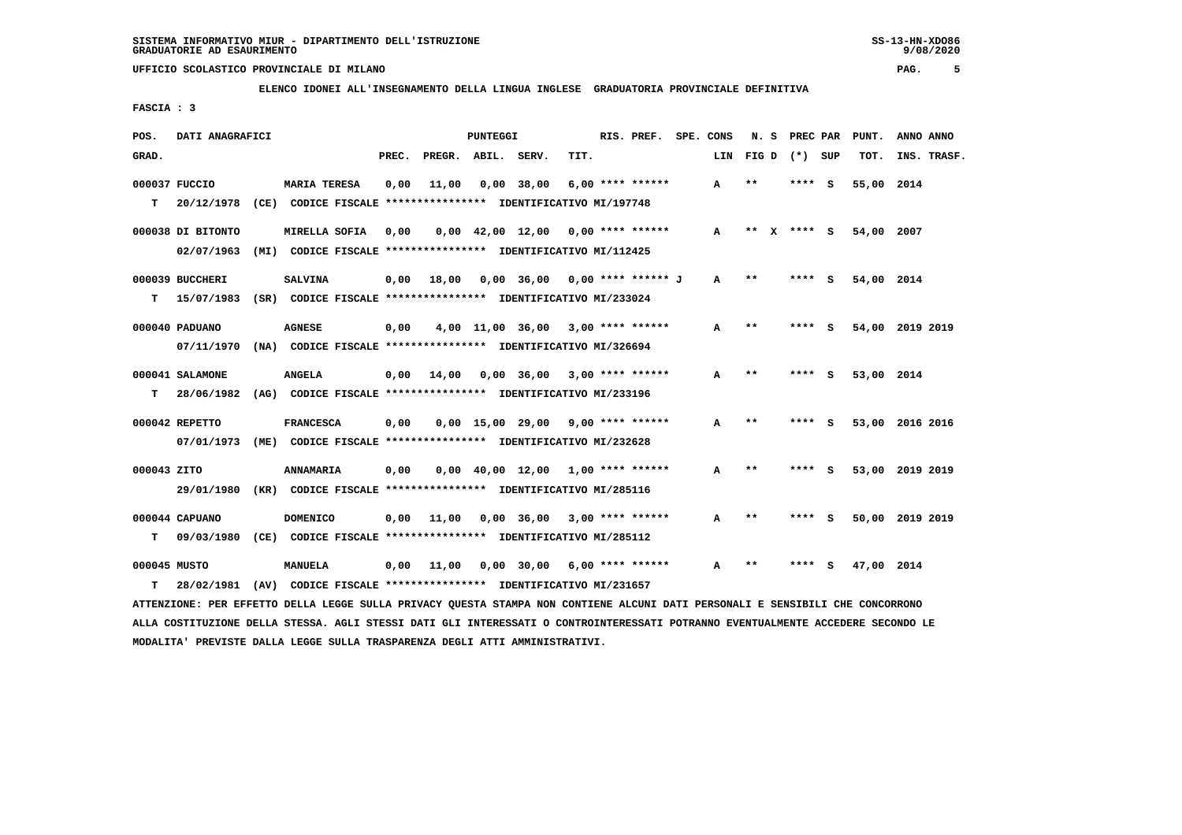SISTEMA INFORMATIVO MIUR - DIPARTIMENTO DELL'ISTRUZIONE
GRADUATORIE AD ESAURIMENTO

UFFICIO SCOLASTICO PROVINCIALE DI MILANO

**ELENCO IDONEI ALL'INSEGNAMENTO DELLA LINGUA INGLESE GRADUATORIA PROVINCIALE DEFINITIVA**

FASCIA : 3

| POS. GRAD. | DATI ANAGRAFICI | | PREC. | PREGR. | ABIL. | SERV. | TIT. | RIS. PREF. | SPE. CONS LIN | N. S FIG D | PREC PAR (*) SUP | PUNT. TOT. | ANNO ANNO INS. TRASF. |
|---|---|---|---|---|---|---|---|---|---|---|---|---|---|
| 000037 | FUCCIO | MARIA TERESA | 0,00 | 11,00 | 0,00 | 38,00 | 6,00 | **** ****** | A | ** | **** S | 55,00 | 2014 |
| T | 20/12/1978 (CE) | CODICE FISCALE **************** IDENTIFICATIVO MI/197748 | | | | | | | | | | | |
| 000038 | DI BITONTO | MIRELLA SOFIA | 0,00 | 0,00 | 42,00 | 12,00 | 0,00 | **** ****** | A | ** X | **** S | 54,00 | 2007 |
| | 02/07/1963 (MI) | CODICE FISCALE **************** IDENTIFICATIVO MI/112425 | | | | | | | | | | | |
| 000039 | BUCCHERI | SALVINA | 0,00 | 18,00 | 0,00 | 36,00 | 0,00 | **** ****** J | A | ** | **** S | 54,00 | 2014 |
| T | 15/07/1983 (SR) | CODICE FISCALE **************** IDENTIFICATIVO MI/233024 | | | | | | | | | | | |
| 000040 | PADUANO | AGNESE | 0,00 | 4,00 | 11,00 | 36,00 | 3,00 | **** ****** | A | ** | **** S | 54,00 | 2019 2019 |
| | 07/11/1970 (NA) | CODICE FISCALE **************** IDENTIFICATIVO MI/326694 | | | | | | | | | | | |
| 000041 | SALAMONE | ANGELA | 0,00 | 14,00 | 0,00 | 36,00 | 3,00 | **** ****** | A | ** | **** S | 53,00 | 2014 |
| T | 28/06/1982 (AG) | CODICE FISCALE **************** IDENTIFICATIVO MI/233196 | | | | | | | | | | | |
| 000042 | REPETTO | FRANCESCA | 0,00 | 0,00 | 15,00 | 29,00 | 9,00 | **** ****** | A | ** | **** S | 53,00 | 2016 2016 |
| | 07/01/1973 (ME) | CODICE FISCALE **************** IDENTIFICATIVO MI/232628 | | | | | | | | | | | |
| 000043 | ZITO | ANNAMARIA | 0,00 | 0,00 | 40,00 | 12,00 | 1,00 | **** ****** | A | ** | **** S | 53,00 | 2019 2019 |
| | 29/01/1980 (KR) | CODICE FISCALE **************** IDENTIFICATIVO MI/285116 | | | | | | | | | | | |
| 000044 | CAPUANO | DOMENICO | 0,00 | 11,00 | 0,00 | 36,00 | 3,00 | **** ****** | A | ** | **** S | 50,00 | 2019 2019 |
| T | 09/03/1980 (CE) | CODICE FISCALE **************** IDENTIFICATIVO MI/285112 | | | | | | | | | | | |
| 000045 | MUSTO | MANUELA | 0,00 | 11,00 | 0,00 | 30,00 | 6,00 | **** ****** | A | ** | **** S | 47,00 | 2014 |
| T | 28/02/1981 (AV) | CODICE FISCALE **************** IDENTIFICATIVO MI/231657 | | | | | | | | | | | |

ATTENZIONE: PER EFFETTO DELLA LEGGE SULLA PRIVACY QUESTA STAMPA NON CONTIENE ALCUNI DATI PERSONALI E SENSIBILI CHE CONCORRONO ALLA COSTITUZIONE DELLA STESSA. AGLI STESSI DATI GLI INTERESSATI O CONTROINTERESSATI POTRANNO EVENTUALMENTE ACCEDERE SECONDO LE MODALITA' PREVISTE DALLA LEGGE SULLA TRASPARENZA DEGLI ATTI AMMINISTRATIVI.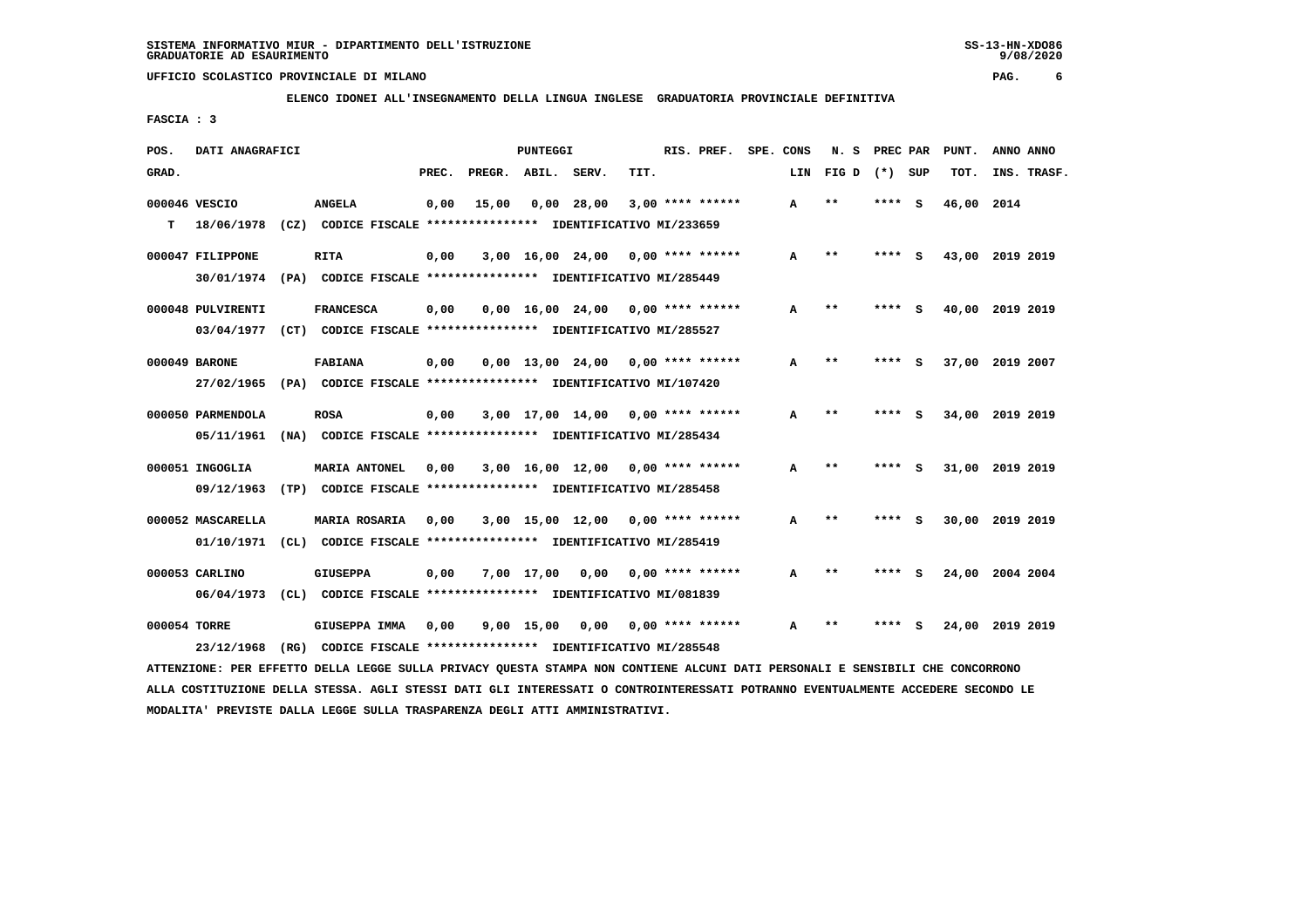SISTEMA INFORMATIVO MIUR - DIPARTIMENTO DELL'ISTRUZIONE
GRADUATORIE AD ESAURIMENTO

UFFICIO SCOLASTICO PROVINCIALE DI MILANO

**ELENCO IDONEI ALL'INSEGNAMENTO DELLA LINGUA INGLESE GRADUATORIA PROVINCIALE DEFINITIVA**

FASCIA : 3

| POS. GRAD. | DATI ANAGRAFICI | | PREC. | PREGR. | ABIL. | SERV. | TIT. | RIS. PREF. | SPE. CONS | LIN | N. S FIG D | PREC PAR (*) | SUP | PUNT. TOT. | ANNO INS. | ANNO TRASF. |
|---|---|---|---|---|---|---|---|---|---|---|---|---|---|---|---|---|
| 000046 | VESCIO | ANGELA | 0,00 | 15,00 | 0,00 | 28,00 | 3,00 | **** ****** | | A | ** | **** | S | 46,00 | 2014 | |
| T | 18/06/1978 (CZ) CODICE FISCALE **************** IDENTIFICATIVO MI/233659 | | | | | | | | | | | | | | | |
| 000047 | FILIPPONE | RITA | 0,00 | 3,00 | 16,00 | 24,00 | 0,00 | **** ****** | | A | ** | **** | S | 43,00 | 2019 | 2019 |
| | 30/01/1974 (PA) CODICE FISCALE **************** IDENTIFICATIVO MI/285449 | | | | | | | | | | | | | | | |
| 000048 | PULVIRENTI | FRANCESCA | 0,00 | 0,00 | 16,00 | 24,00 | 0,00 | **** ****** | | A | ** | **** | S | 40,00 | 2019 | 2019 |
| | 03/04/1977 (CT) CODICE FISCALE **************** IDENTIFICATIVO MI/285527 | | | | | | | | | | | | | | | |
| 000049 | BARONE | FABIANA | 0,00 | 0,00 | 13,00 | 24,00 | 0,00 | **** ****** | | A | ** | **** | S | 37,00 | 2019 | 2007 |
| | 27/02/1965 (PA) CODICE FISCALE **************** IDENTIFICATIVO MI/107420 | | | | | | | | | | | | | | | |
| 000050 | PARMENDOLA | ROSA | 0,00 | 3,00 | 17,00 | 14,00 | 0,00 | **** ****** | | A | ** | **** | S | 34,00 | 2019 | 2019 |
| | 05/11/1961 (NA) CODICE FISCALE **************** IDENTIFICATIVO MI/285434 | | | | | | | | | | | | | | | |
| 000051 | INGOGLIA | MARIA ANTONEL | 0,00 | 3,00 | 16,00 | 12,00 | 0,00 | **** ****** | | A | ** | **** | S | 31,00 | 2019 | 2019 |
| | 09/12/1963 (TP) CODICE FISCALE **************** IDENTIFICATIVO MI/285458 | | | | | | | | | | | | | | | |
| 000052 | MASCARELLA | MARIA ROSARIA | 0,00 | 3,00 | 15,00 | 12,00 | 0,00 | **** ****** | | A | ** | **** | S | 30,00 | 2019 | 2019 |
| | 01/10/1971 (CL) CODICE FISCALE **************** IDENTIFICATIVO MI/285419 | | | | | | | | | | | | | | | |
| 000053 | CARLINO | GIUSEPPA | 0,00 | 7,00 | 17,00 | 0,00 | 0,00 | **** ****** | | A | ** | **** | S | 24,00 | 2004 | 2004 |
| | 06/04/1973 (CL) CODICE FISCALE **************** IDENTIFICATIVO MI/081839 | | | | | | | | | | | | | | | |
| 000054 | TORRE | GIUSEPPA IMMA | 0,00 | 9,00 | 15,00 | 0,00 | 0,00 | **** ****** | | A | ** | **** | S | 24,00 | 2019 | 2019 |
| | 23/12/1968 (RG) CODICE FISCALE **************** IDENTIFICATIVO MI/285548 | | | | | | | | | | | | | | | |

ATTENZIONE: PER EFFETTO DELLA LEGGE SULLA PRIVACY QUESTA STAMPA NON CONTIENE ALCUNI DATI PERSONALI E SENSIBILI CHE CONCORRONO ALLA COSTITUZIONE DELLA STESSA. AGLI STESSI DATI GLI INTERESSATI O CONTROINTERESSATI POTRANNO EVENTUALMENTE ACCEDERE SECONDO LE MODALITA' PREVISTE DALLA LEGGE SULLA TRASPARENZA DEGLI ATTI AMMINISTRATIVI.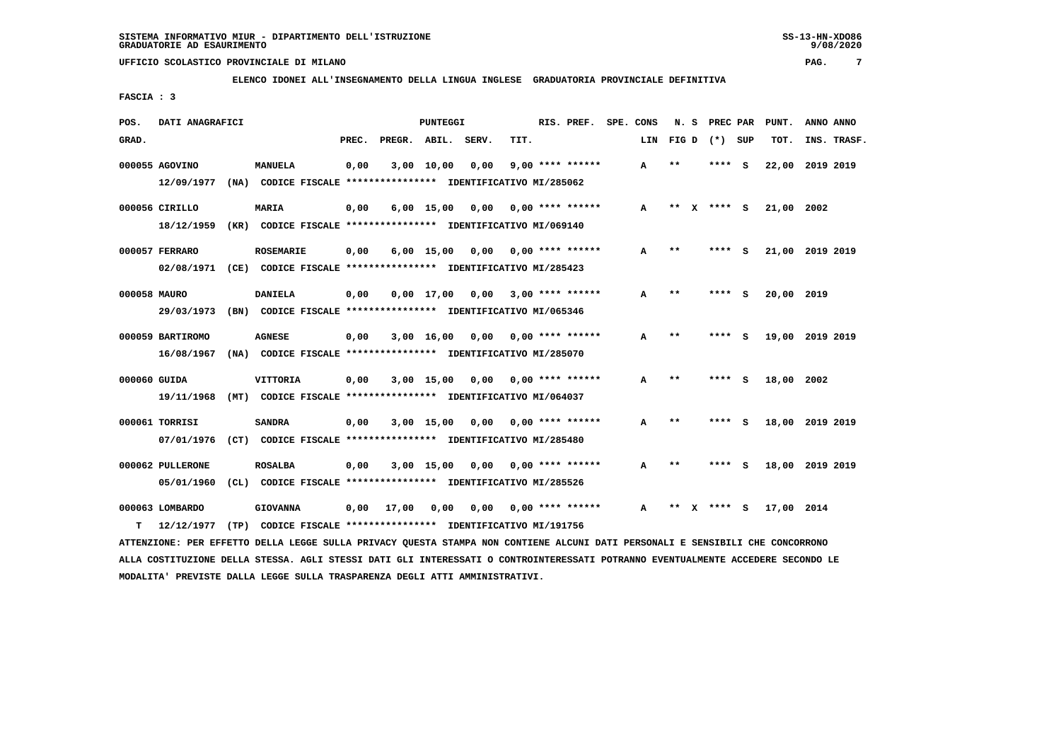SISTEMA INFORMATIVO MIUR - DIPARTIMENTO DELL'ISTRUZIONE
GRADUATORIE AD ESAURIMENTO

UFFICIO SCOLASTICO PROVINCIALE DI MILANO

ELENCO IDONEI ALL'INSEGNAMENTO DELLA LINGUA INGLESE GRADUATORIA PROVINCIALE DEFINITIVA

FASCIA : 3

| POS. GRAD. | DATI ANAGRAFICI | | PREC. | PREGR. | ABIL. | SERV. | TIT. | RIS. PREF. | SPE. CONS LIN | N. S FIG D | PREC PAR (*) SUP | PUNT. TOT. | ANNO INS. | ANNO TRASF. |
|---|---|---|---|---|---|---|---|---|---|---|---|---|---|---|
| 000055 | AGOVINO 12/09/1977 (NA) CODICE FISCALE **************** IDENTIFICATIVO MI/285062 | MANUELA | 0,00 | 3,00 | 10,00 | 0,00 | 9,00 | **** ****** | A | ** | **** S | 22,00 | 2019 | 2019 |
| 000056 | CIRILLO 18/12/1959 (KR) CODICE FISCALE **************** IDENTIFICATIVO MI/069140 | MARIA | 0,00 | 6,00 | 15,00 | 0,00 | 0,00 | **** ****** | A | ** X | **** S | 21,00 | 2002 | |
| 000057 | FERRARO 02/08/1971 (CE) CODICE FISCALE **************** IDENTIFICATIVO MI/285423 | ROSEMARIE | 0,00 | 6,00 | 15,00 | 0,00 | 0,00 | **** ****** | A | ** | **** S | 21,00 | 2019 | 2019 |
| 000058 | MAURO 29/03/1973 (BN) CODICE FISCALE **************** IDENTIFICATIVO MI/065346 | DANIELA | 0,00 | 0,00 | 17,00 | 0,00 | 3,00 | **** ****** | A | ** | **** S | 20,00 | 2019 | |
| 000059 | BARTIROMO 16/08/1967 (NA) CODICE FISCALE **************** IDENTIFICATIVO MI/285070 | AGNESE | 0,00 | 3,00 | 16,00 | 0,00 | 0,00 | **** ****** | A | ** | **** S | 19,00 | 2019 | 2019 |
| 000060 | GUIDA 19/11/1968 (MT) CODICE FISCALE **************** IDENTIFICATIVO MI/064037 | VITTORIA | 0,00 | 3,00 | 15,00 | 0,00 | 0,00 | **** ****** | A | ** | **** S | 18,00 | 2002 | |
| 000061 | TORRISI 07/01/1976 (CT) CODICE FISCALE **************** IDENTIFICATIVO MI/285480 | SANDRA | 0,00 | 3,00 | 15,00 | 0,00 | 0,00 | **** ****** | A | ** | **** S | 18,00 | 2019 | 2019 |
| 000062 | PULLERONE 05/01/1960 (CL) CODICE FISCALE **************** IDENTIFICATIVO MI/285526 | ROSALBA | 0,00 | 3,00 | 15,00 | 0,00 | 0,00 | **** ****** | A | ** | **** S | 18,00 | 2019 | 2019 |
| 000063 | LOMBARDO T 12/12/1977 (TP) CODICE FISCALE **************** IDENTIFICATIVO MI/191756 | GIOVANNA | 0,00 | 17,00 | 0,00 | 0,00 | 0,00 | **** ****** | A | ** X | **** S | 17,00 | 2014 | |

ATTENZIONE: PER EFFETTO DELLA LEGGE SULLA PRIVACY QUESTA STAMPA NON CONTIENE ALCUNI DATI PERSONALI E SENSIBILI CHE CONCORRONO ALLA COSTITUZIONE DELLA STESSA. AGLI STESSI DATI GLI INTERESSATI O CONTROINTERESSATI POTRANNO EVENTUALMENTE ACCEDERE SECONDO LE MODALITA' PREVISTE DALLA LEGGE SULLA TRASPARENZA DEGLI ATTI AMMINISTRATIVI.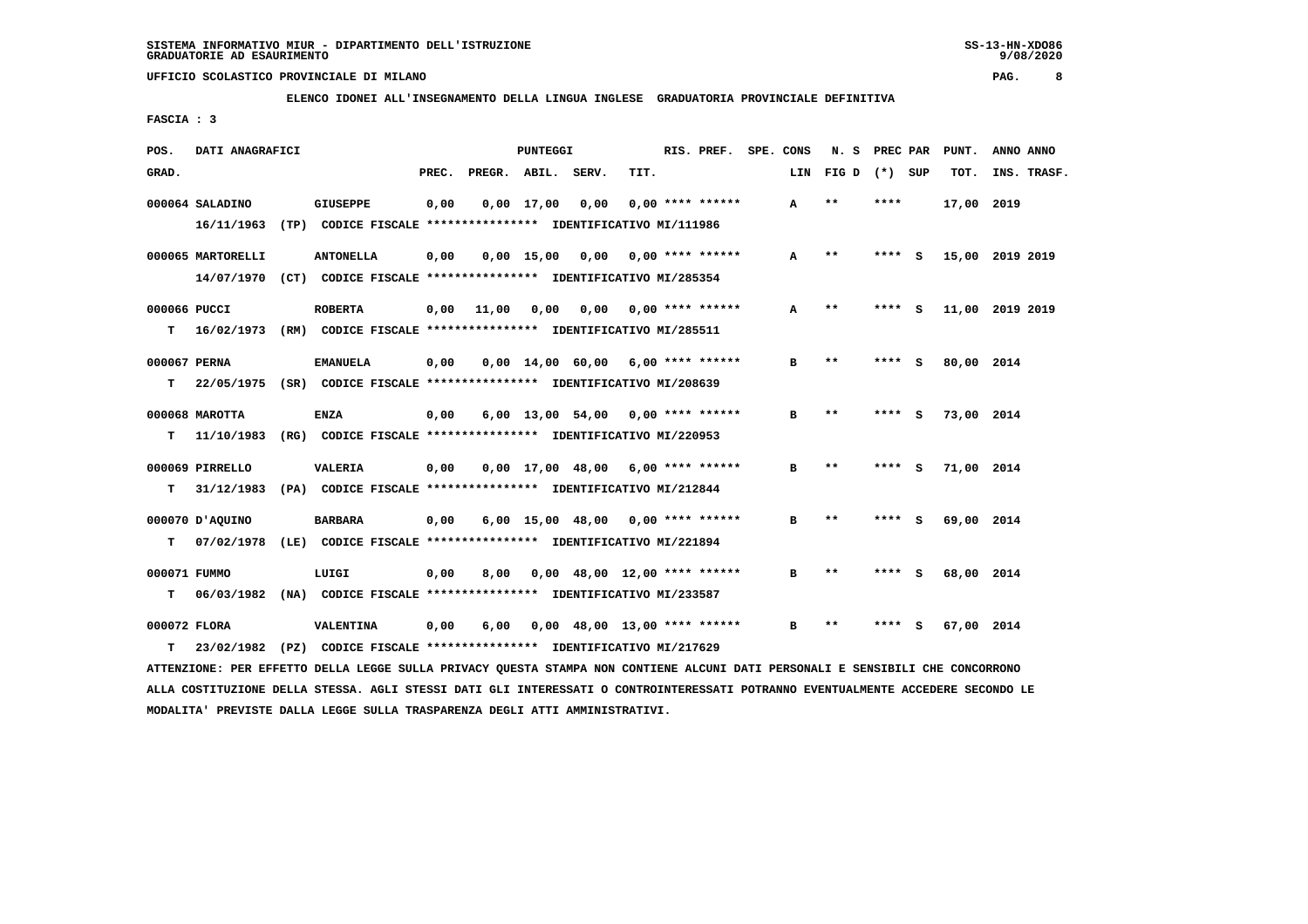SISTEMA INFORMATIVO MIUR - DIPARTIMENTO DELL'ISTRUZIONE
GRADUATORIE AD ESAURIMENTO

UFFICIO SCOLASTICO PROVINCIALE DI MILANO

ELENCO IDONEI ALL'INSEGNAMENTO DELLA LINGUA INGLESE GRADUATORIA PROVINCIALE DEFINITIVA

FASCIA : 3

| POS. GRAD. | DATI ANAGRAFICI | | PREC. | PREGR. | ABIL. | SERV. | TIT. | RIS. PREF. | SPE. CONS LIN | N. S FIG D | PREC PAR (*) SUP | PUNT. TOT. | ANNO INS. | ANNO TRASF. |
|---|---|---|---|---|---|---|---|---|---|---|---|---|---|---|
| 000064 | SALADINO | GIUSEPPE | 0,00 | 0,00 | 17,00 | 0,00 | 0,00 | **** ****** | A | ** | **** | 17,00 | 2019 | |
| | 16/11/1963 (TP) CODICE FISCALE **************** IDENTIFICATIVO MI/111986 | | | | | | | | | | | | | |
| 000065 | MARTORELLI | ANTONELLA | 0,00 | 0,00 | 15,00 | 0,00 | 0,00 | **** ****** | A | ** | **** S | 15,00 | 2019 | 2019 |
| | 14/07/1970 (CT) CODICE FISCALE **************** IDENTIFICATIVO MI/285354 | | | | | | | | | | | | | |
| 000066 | PUCCI | ROBERTA | 0,00 | 11,00 | 0,00 | 0,00 | 0,00 | **** ****** | A | ** | **** S | 11,00 | 2019 | 2019 |
| T | 16/02/1973 (RM) CODICE FISCALE **************** IDENTIFICATIVO MI/285511 | | | | | | | | | | | | | |
| 000067 | PERNA | EMANUELA | 0,00 | 0,00 | 14,00 | 60,00 | 6,00 | **** ****** | B | ** | **** S | 80,00 | 2014 | |
| T | 22/05/1975 (SR) CODICE FISCALE **************** IDENTIFICATIVO MI/208639 | | | | | | | | | | | | | |
| 000068 | MAROTTA | ENZA | 0,00 | 6,00 | 13,00 | 54,00 | 0,00 | **** ****** | B | ** | **** S | 73,00 | 2014 | |
| T | 11/10/1983 (RG) CODICE FISCALE **************** IDENTIFICATIVO MI/220953 | | | | | | | | | | | | | |
| 000069 | PIRRELLO | VALERIA | 0,00 | 0,00 | 17,00 | 48,00 | 6,00 | **** ****** | B | ** | **** S | 71,00 | 2014 | |
| T | 31/12/1983 (PA) CODICE FISCALE **************** IDENTIFICATIVO MI/212844 | | | | | | | | | | | | | |
| 000070 | D'AQUINO | BARBARA | 0,00 | 6,00 | 15,00 | 48,00 | 0,00 | **** ****** | B | ** | **** S | 69,00 | 2014 | |
| T | 07/02/1978 (LE) CODICE FISCALE **************** IDENTIFICATIVO MI/221894 | | | | | | | | | | | | | |
| 000071 | FUMMO | LUIGI | 0,00 | 8,00 | 0,00 | 48,00 | 12,00 | **** ****** | B | ** | **** S | 68,00 | 2014 | |
| T | 06/03/1982 (NA) CODICE FISCALE **************** IDENTIFICATIVO MI/233587 | | | | | | | | | | | | | |
| 000072 | FLORA | VALENTINA | 0,00 | 6,00 | 0,00 | 48,00 | 13,00 | **** ****** | B | ** | **** S | 67,00 | 2014 | |
| T | 23/02/1982 (PZ) CODICE FISCALE **************** IDENTIFICATIVO MI/217629 | | | | | | | | | | | | | |

ATTENZIONE: PER EFFETTO DELLA LEGGE SULLA PRIVACY QUESTA STAMPA NON CONTIENE ALCUNI DATI PERSONALI E SENSIBILI CHE CONCORRONO ALLA COSTITUZIONE DELLA STESSA. AGLI STESSI DATI GLI INTERESSATI O CONTROINTERESSATI POTRANNO EVENTUALMENTE ACCEDERE SECONDO LE MODALITA' PREVISTE DALLA LEGGE SULLA TRASPARENZA DEGLI ATTI AMMINISTRATIVI.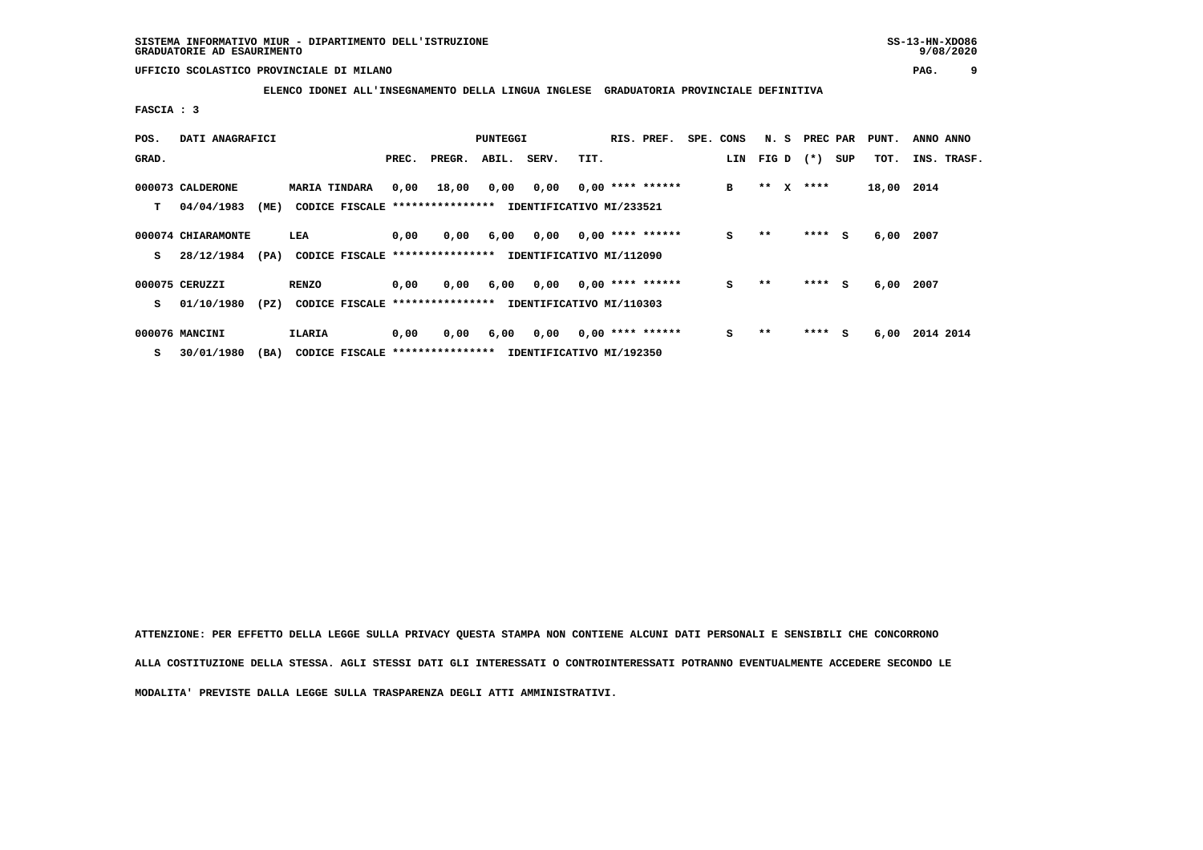SISTEMA INFORMATIVO MIUR - DIPARTIMENTO DELL'ISTRUZIONE
GRADUATORIE AD ESAURIMENTO

UFFICIO SCOLASTICO PROVINCIALE DI MILANO

**ELENCO IDONEI ALL'INSEGNAMENTO DELLA LINGUA INGLESE GRADUATORIA PROVINCIALE DEFINITIVA**

**FASCIA : 3**

| POS. GRAD. | DATI ANAGRAFICI | | PREC. | PREGR. | ABIL. | SERV. | TIT. | RIS. PREF. | SPE. CONS LIN | N. S FIG D | PREC PAR (*) SUP | PUNT. TOT. | ANNO INS. | ANNO TRASF. |
|---|---|---|---|---|---|---|---|---|---|---|---|---|---|---|
| 000073 | CALDERONE | MARIA TINDARA | 0,00 | 18,00 | 0,00 | 0,00 | 0,00 | **** ****** | B | ** X | **** | 18,00 | 2014 | |
| T | 04/04/1983 (ME) | CODICE FISCALE **************** IDENTIFICATIVO MI/233521 | | | | | | | | | | | | |
| 000074 | CHIARAMONTE | LEA | 0,00 | 0,00 | 6,00 | 0,00 | 0,00 | **** ****** | S | ** | **** S | 6,00 | 2007 | |
| S | 28/12/1984 (PA) | CODICE FISCALE **************** IDENTIFICATIVO MI/112090 | | | | | | | | | | | | |
| 000075 | CERUZZI | RENZO | 0,00 | 0,00 | 6,00 | 0,00 | 0,00 | **** ****** | S | ** | **** S | 6,00 | 2007 | |
| S | 01/10/1980 (PZ) | CODICE FISCALE **************** IDENTIFICATIVO MI/110303 | | | | | | | | | | | | |
| 000076 | MANCINI | ILARIA | 0,00 | 0,00 | 6,00 | 0,00 | 0,00 | **** ****** | S | ** | **** S | 6,00 | 2014 | 2014 |
| S | 30/01/1980 (BA) | CODICE FISCALE **************** IDENTIFICATIVO MI/192350 | | | | | | | | | | | | |

ATTENZIONE: PER EFFETTO DELLA LEGGE SULLA PRIVACY QUESTA STAMPA NON CONTIENE ALCUNI DATI PERSONALI E SENSIBILI CHE CONCORRONO ALLA COSTITUZIONE DELLA STESSA. AGLI STESSI DATI GLI INTERESSATI O CONTROINTERESSATI POTRANNO EVENTUALMENTE ACCEDERE SECONDO LE MODALITA' PREVISTE DALLA LEGGE SULLA TRASPARENZA DEGLI ATTI AMMINISTRATIVI.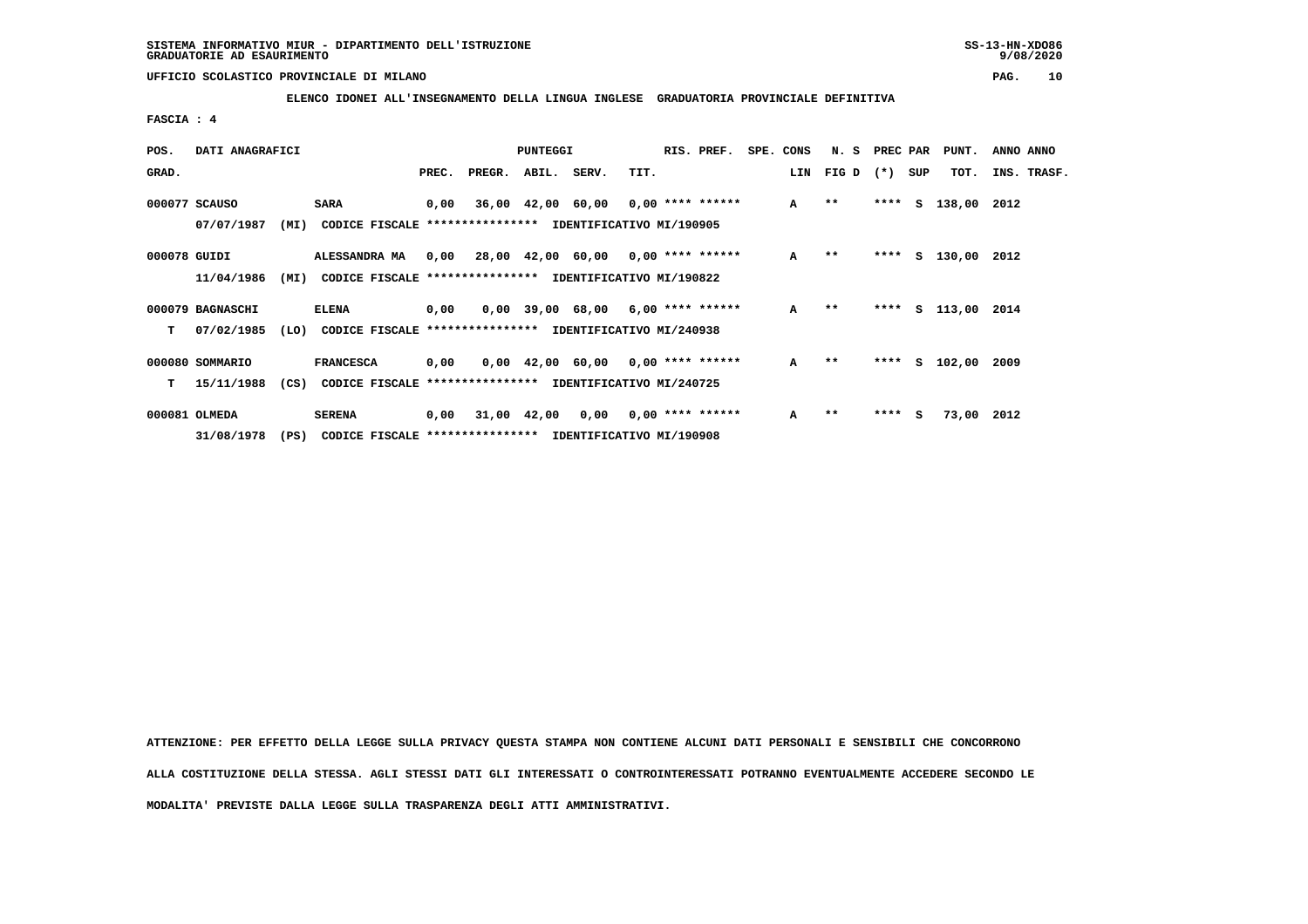SISTEMA INFORMATIVO MIUR - DIPARTIMENTO DELL'ISTRUZIONE
GRADUATORIE AD ESAURIMENTO

UFFICIO SCOLASTICO PROVINCIALE DI MILANO

**ELENCO IDONEI ALL'INSEGNAMENTO DELLA LINGUA INGLESE GRADUATORIA PROVINCIALE DEFINITIVA**

**FASCIA : 4**

| POS. GRAD. | DATI ANAGRAFICI | | PREC. | PREGR. | ABIL. | SERV. | TIT. | RIS. PREF. | SPE. CONS LIN | N. S FIG D | PREC PAR (*) | SUP | PUNT. TOT. | ANNO INS. | ANNO TRASF. |
|---|---|---|---|---|---|---|---|---|---|---|---|---|---|---|---|
| 000077 | SCAUSO 07/07/1987 (MI) | SARA CODICE FISCALE **************** IDENTIFICATIVO MI/190905 | 0,00 | 36,00 | 42,00 | 60,00 | 0,00 | **** ****** | A | ** | **** | S | 138,00 | 2012 | |
| 000078 | GUIDI 11/04/1986 (MI) | ALESSANDRA MA CODICE FISCALE **************** IDENTIFICATIVO MI/190822 | 0,00 | 28,00 | 42,00 | 60,00 | 0,00 | **** ****** | A | ** | **** | S | 130,00 | 2012 | |
| 000079 T | BAGNASCHI 07/02/1985 (LO) | ELENA CODICE FISCALE **************** IDENTIFICATIVO MI/240938 | 0,00 | 0,00 | 39,00 | 68,00 | 6,00 | **** ****** | A | ** | **** | S | 113,00 | 2014 | |
| 000080 T | SOMMARIO 15/11/1988 (CS) | FRANCESCA CODICE FISCALE **************** IDENTIFICATIVO MI/240725 | 0,00 | 0,00 | 42,00 | 60,00 | 0,00 | **** ****** | A | ** | **** | S | 102,00 | 2009 | |
| 000081 | OLMEDA 31/08/1978 (PS) | SERENA CODICE FISCALE **************** IDENTIFICATIVO MI/190908 | 0,00 | 31,00 | 42,00 | 0,00 | 0,00 | **** ****** | A | ** | **** | S | 73,00 | 2012 | |

ATTENZIONE: PER EFFETTO DELLA LEGGE SULLA PRIVACY QUESTA STAMPA NON CONTIENE ALCUNI DATI PERSONALI E SENSIBILI CHE CONCORRONO ALLA COSTITUZIONE DELLA STESSA. AGLI STESSI DATI GLI INTERESSATI O CONTROINTERESSATI POTRANNO EVENTUALMENTE ACCEDERE SECONDO LE MODALITA' PREVISTE DALLA LEGGE SULLA TRASPARENZA DEGLI ATTI AMMINISTRATIVI.